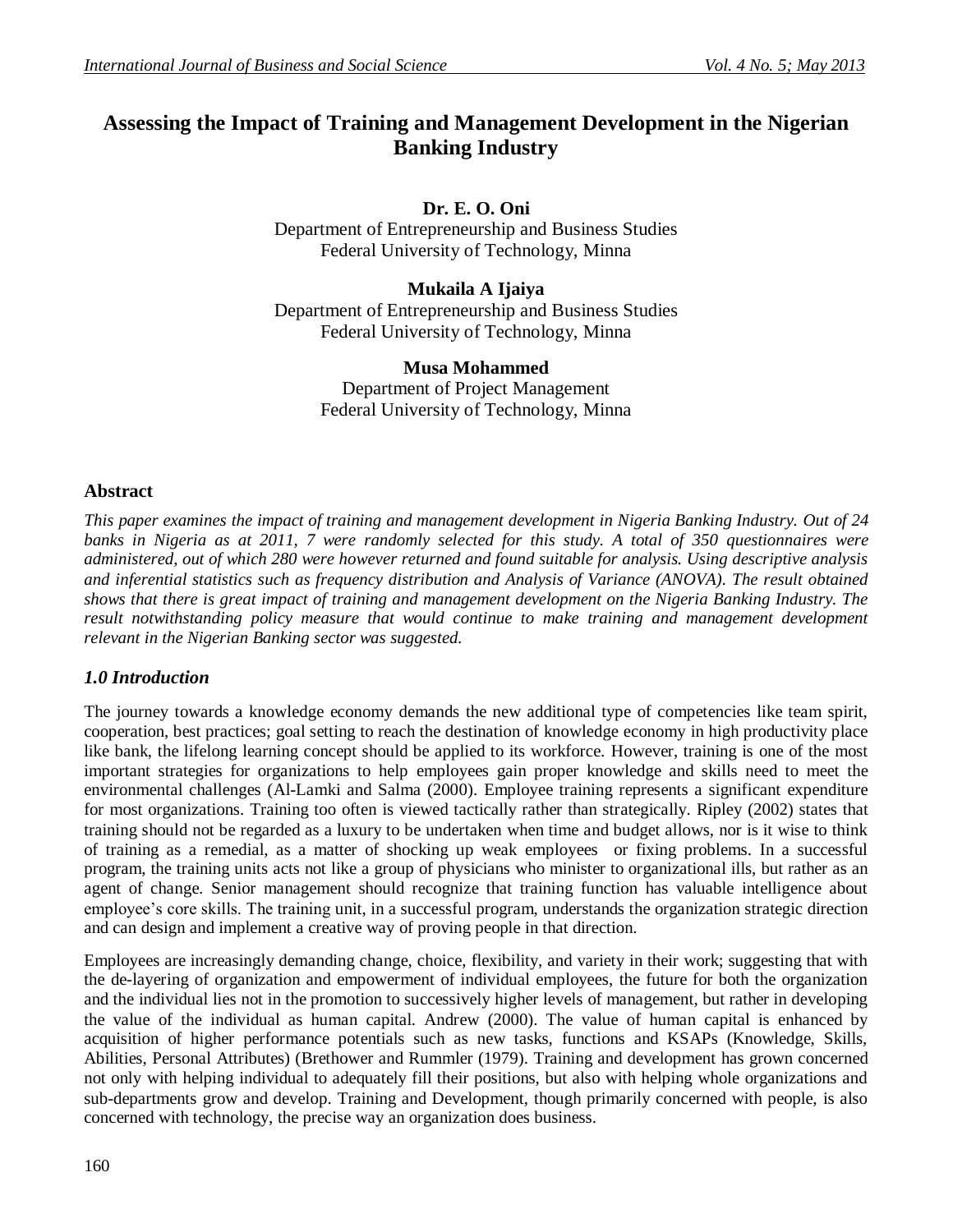# Assessing the Impact of Training and Management Development in the Nigerian Banking Industry

**Dr. E. O. Oni**
Department of Entrepreneurship and Business Studies
Federal University of Technology, Minna

**Mukaila A Ijaiya**
Department of Entrepreneurship and Business Studies
Federal University of Technology, Minna

**Musa Mohammed**
Department of Project Management
Federal University of Technology, Minna

## Abstract

*This paper examines the impact of training and management development in Nigeria Banking Industry. Out of 24 banks in Nigeria as at 2011, 7 were randomly selected for this study. A total of 350 questionnaires were administered, out of which 280 were however returned and found suitable for analysis. Using descriptive analysis and inferential statistics such as frequency distribution and Analysis of Variance (ANOVA). The result obtained shows that there is great impact of training and management development on the Nigeria Banking Industry. The result notwithstanding policy measure that would continue to make training and management development relevant in the Nigerian Banking sector was suggested.*

## *1.0 Introduction*

The journey towards a knowledge economy demands the new additional type of competencies like team spirit, cooperation, best practices; goal setting to reach the destination of knowledge economy in high productivity place like bank, the lifelong learning concept should be applied to its workforce. However, training is one of the most important strategies for organizations to help employees gain proper knowledge and skills need to meet the environmental challenges (Al-Lamki and Salma (2000). Employee training represents a significant expenditure for most organizations. Training too often is viewed tactically rather than strategically. Ripley (2002) states that training should not be regarded as a luxury to be undertaken when time and budget allows, nor is it wise to think of training as a remedial, as a matter of shocking up weak employees or fixing problems. In a successful program, the training units acts not like a group of physicians who minister to organizational ills, but rather as an agent of change. Senior management should recognize that training function has valuable intelligence about employee's core skills. The training unit, in a successful program, understands the organization strategic direction and can design and implement a creative way of proving people in that direction.

Employees are increasingly demanding change, choice, flexibility, and variety in their work; suggesting that with the de-layering of organization and empowerment of individual employees, the future for both the organization and the individual lies not in the promotion to successively higher levels of management, but rather in developing the value of the individual as human capital. Andrew (2000). The value of human capital is enhanced by acquisition of higher performance potentials such as new tasks, functions and KSAPs (Knowledge, Skills, Abilities, Personal Attributes) (Brethower and Rummler (1979). Training and development has grown concerned not only with helping individual to adequately fill their positions, but also with helping whole organizations and sub-departments grow and develop. Training and Development, though primarily concerned with people, is also concerned with technology, the precise way an organization does business.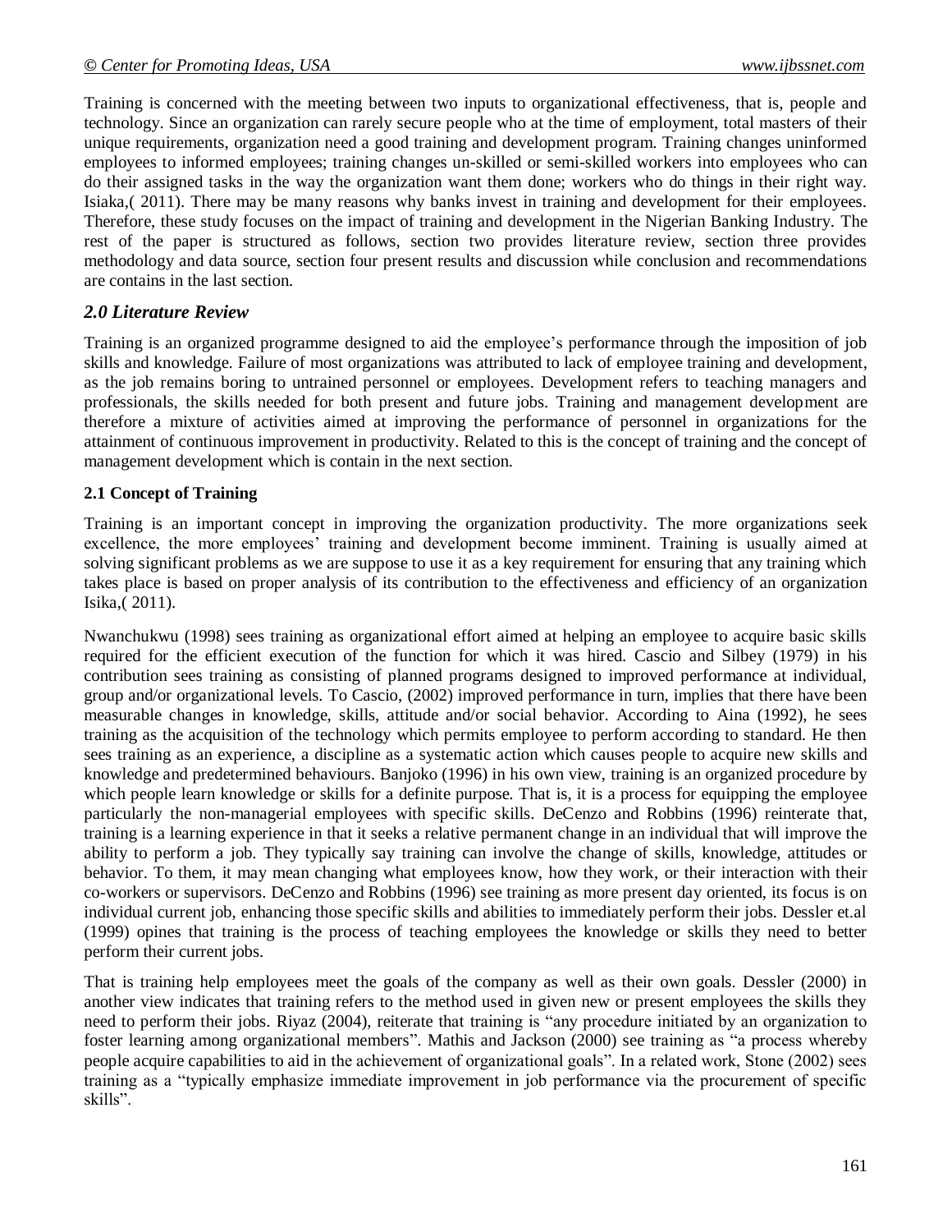Training is concerned with the meeting between two inputs to organizational effectiveness, that is, people and technology. Since an organization can rarely secure people who at the time of employment, total masters of their unique requirements, organization need a good training and development program. Training changes uninformed employees to informed employees; training changes un-skilled or semi-skilled workers into employees who can do their assigned tasks in the way the organization want them done; workers who do things in their right way. Isiaka,( 2011). There may be many reasons why banks invest in training and development for their employees. Therefore, these study focuses on the impact of training and development in the Nigerian Banking Industry. The rest of the paper is structured as follows, section two provides literature review, section three provides methodology and data source, section four present results and discussion while conclusion and recommendations are contains in the last section.

## *2.0 Literature Review*

Training is an organized programme designed to aid the employee's performance through the imposition of job skills and knowledge. Failure of most organizations was attributed to lack of employee training and development, as the job remains boring to untrained personnel or employees. Development refers to teaching managers and professionals, the skills needed for both present and future jobs. Training and management development are therefore a mixture of activities aimed at improving the performance of personnel in organizations for the attainment of continuous improvement in productivity. Related to this is the concept of training and the concept of management development which is contain in the next section.

### 2.1 Concept of Training

Training is an important concept in improving the organization productivity. The more organizations seek excellence, the more employees' training and development become imminent. Training is usually aimed at solving significant problems as we are suppose to use it as a key requirement for ensuring that any training which takes place is based on proper analysis of its contribution to the effectiveness and efficiency of an organization Isika,( 2011).

Nwanchukwu (1998) sees training as organizational effort aimed at helping an employee to acquire basic skills required for the efficient execution of the function for which it was hired. Cascio and Silbey (1979) in his contribution sees training as consisting of planned programs designed to improved performance at individual, group and/or organizational levels. To Cascio, (2002) improved performance in turn, implies that there have been measurable changes in knowledge, skills, attitude and/or social behavior. According to Aina (1992), he sees training as the acquisition of the technology which permits employee to perform according to standard. He then sees training as an experience, a discipline as a systematic action which causes people to acquire new skills and knowledge and predetermined behaviours. Banjoko (1996) in his own view, training is an organized procedure by which people learn knowledge or skills for a definite purpose. That is, it is a process for equipping the employee particularly the non-managerial employees with specific skills. DeCenzo and Robbins (1996) reinterate that, training is a learning experience in that it seeks a relative permanent change in an individual that will improve the ability to perform a job. They typically say training can involve the change of skills, knowledge, attitudes or behavior. To them, it may mean changing what employees know, how they work, or their interaction with their co-workers or supervisors. DeCenzo and Robbins (1996) see training as more present day oriented, its focus is on individual current job, enhancing those specific skills and abilities to immediately perform their jobs. Dessler et.al (1999) opines that training is the process of teaching employees the knowledge or skills they need to better perform their current jobs.

That is training help employees meet the goals of the company as well as their own goals. Dessler (2000) in another view indicates that training refers to the method used in given new or present employees the skills they need to perform their jobs. Riyaz (2004), reiterate that training is "any procedure initiated by an organization to foster learning among organizational members". Mathis and Jackson (2000) see training as "a process whereby people acquire capabilities to aid in the achievement of organizational goals". In a related work, Stone (2002) sees training as a "typically emphasize immediate improvement in job performance via the procurement of specific skills".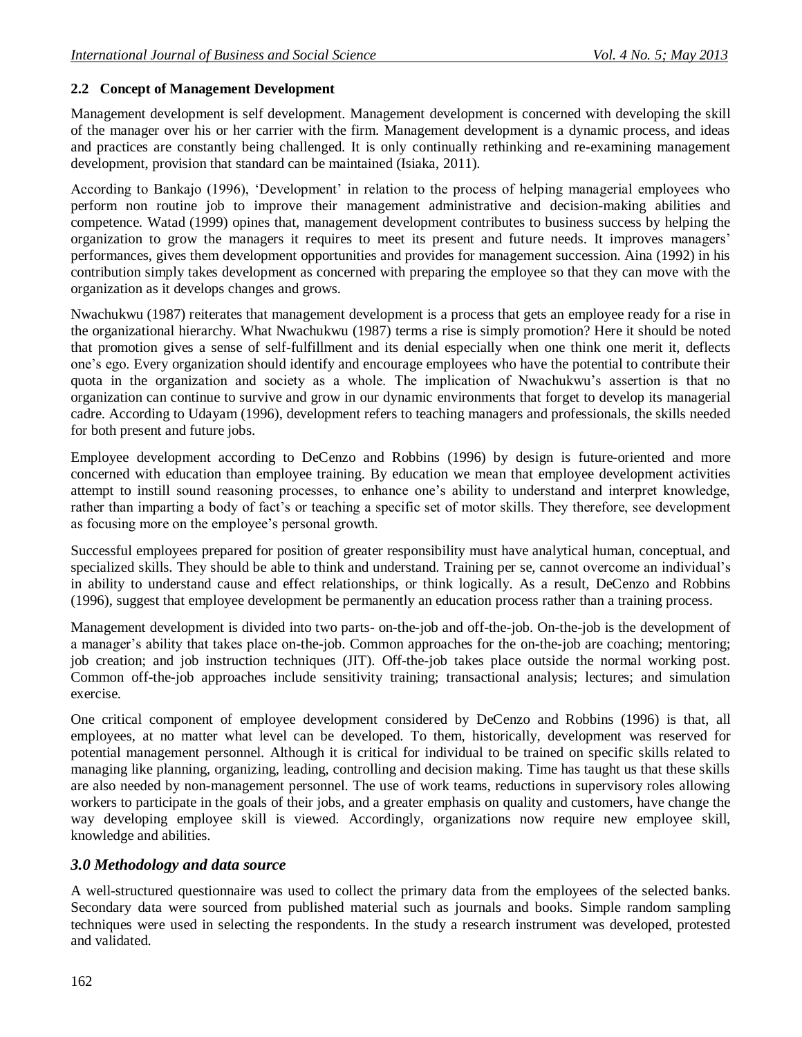### 2.2 Concept of Management Development

Management development is self development. Management development is concerned with developing the skill of the manager over his or her carrier with the firm. Management development is a dynamic process, and ideas and practices are constantly being challenged. It is only continually rethinking and re-examining management development, provision that standard can be maintained (Isiaka, 2011).

According to Bankajo (1996), 'Development' in relation to the process of helping managerial employees who perform non routine job to improve their management administrative and decision-making abilities and competence. Watad (1999) opines that, management development contributes to business success by helping the organization to grow the managers it requires to meet its present and future needs. It improves managers' performances, gives them development opportunities and provides for management succession. Aina (1992) in his contribution simply takes development as concerned with preparing the employee so that they can move with the organization as it develops changes and grows.

Nwachukwu (1987) reiterates that management development is a process that gets an employee ready for a rise in the organizational hierarchy. What Nwachukwu (1987) terms a rise is simply promotion? Here it should be noted that promotion gives a sense of self-fulfillment and its denial especially when one think one merit it, deflects one's ego. Every organization should identify and encourage employees who have the potential to contribute their quota in the organization and society as a whole. The implication of Nwachukwu's assertion is that no organization can continue to survive and grow in our dynamic environments that forget to develop its managerial cadre. According to Udayam (1996), development refers to teaching managers and professionals, the skills needed for both present and future jobs.

Employee development according to DeCenzo and Robbins (1996) by design is future-oriented and more concerned with education than employee training. By education we mean that employee development activities attempt to instill sound reasoning processes, to enhance one's ability to understand and interpret knowledge, rather than imparting a body of fact's or teaching a specific set of motor skills. They therefore, see development as focusing more on the employee's personal growth.

Successful employees prepared for position of greater responsibility must have analytical human, conceptual, and specialized skills. They should be able to think and understand. Training per se, cannot overcome an individual's in ability to understand cause and effect relationships, or think logically. As a result, DeCenzo and Robbins (1996), suggest that employee development be permanently an education process rather than a training process.

Management development is divided into two parts- on-the-job and off-the-job. On-the-job is the development of a manager's ability that takes place on-the-job. Common approaches for the on-the-job are coaching; mentoring; job creation; and job instruction techniques (JIT). Off-the-job takes place outside the normal working post. Common off-the-job approaches include sensitivity training; transactional analysis; lectures; and simulation exercise.

One critical component of employee development considered by DeCenzo and Robbins (1996) is that, all employees, at no matter what level can be developed. To them, historically, development was reserved for potential management personnel. Although it is critical for individual to be trained on specific skills related to managing like planning, organizing, leading, controlling and decision making. Time has taught us that these skills are also needed by non-management personnel. The use of work teams, reductions in supervisory roles allowing workers to participate in the goals of their jobs, and a greater emphasis on quality and customers, have change the way developing employee skill is viewed. Accordingly, organizations now require new employee skill, knowledge and abilities.

## *3.0 Methodology and data source*

A well-structured questionnaire was used to collect the primary data from the employees of the selected banks. Secondary data were sourced from published material such as journals and books. Simple random sampling techniques were used in selecting the respondents. In the study a research instrument was developed, protested and validated.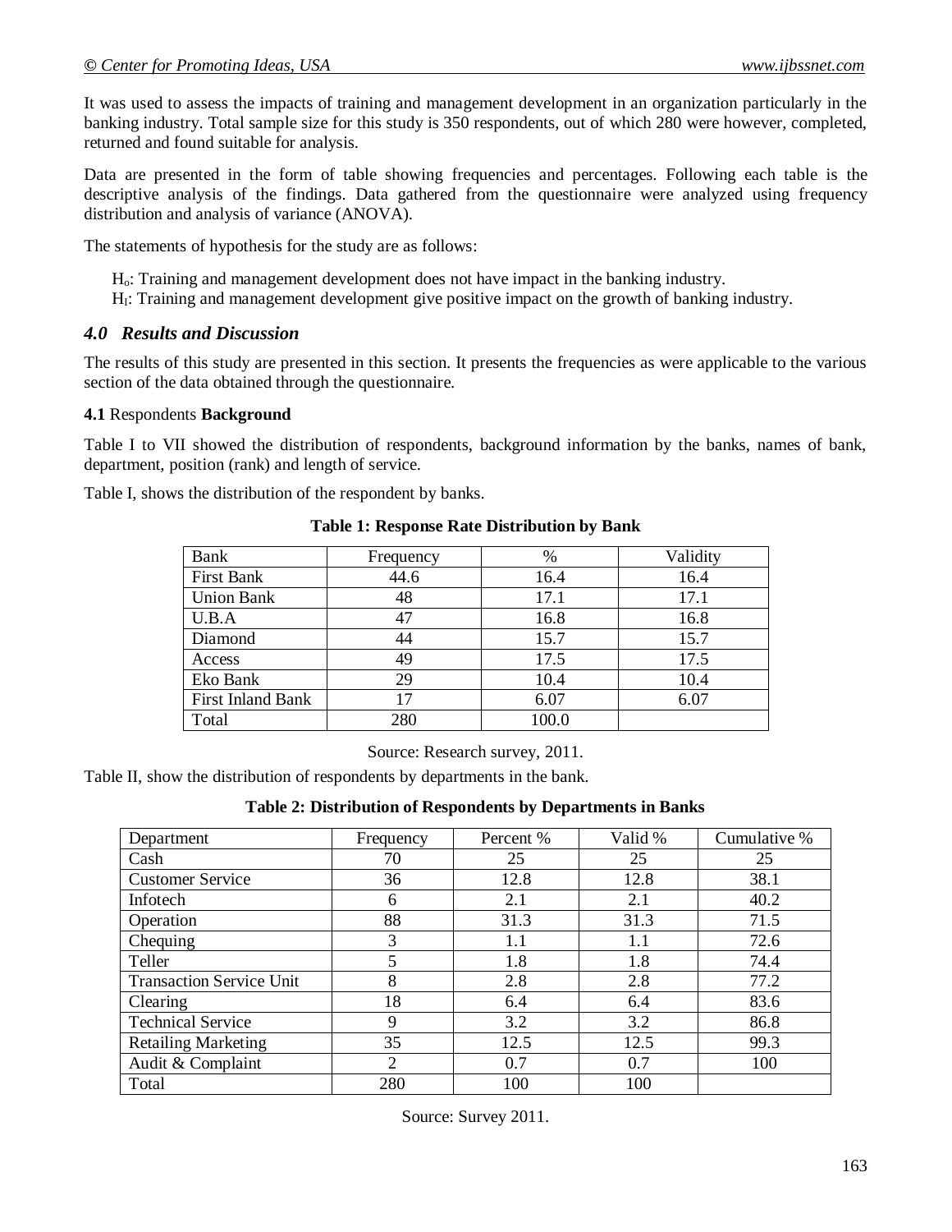It was used to assess the impacts of training and management development in an organization particularly in the banking industry. Total sample size for this study is 350 respondents, out of which 280 were however, completed, returned and found suitable for analysis.

Data are presented in the form of table showing frequencies and percentages. Following each table is the descriptive analysis of the findings. Data gathered from the questionnaire were analyzed using frequency distribution and analysis of variance (ANOVA).

The statements of hypothesis for the study are as follows:

$H_o$: Training and management development does not have impact in the banking industry.
$H_I$: Training and management development give positive impact on the growth of banking industry.

## *4.0 Results and Discussion*

The results of this study are presented in this section. It presents the frequencies as were applicable to the various section of the data obtained through the questionnaire.

**4.1** Respondents **Background**

Table I to VII showed the distribution of respondents, background information by the banks, names of bank, department, position (rank) and length of service.

Table I, shows the distribution of the respondent by banks.

**Table 1: Response Rate Distribution by Bank**

| Bank | Frequency | % | Validity |
|---|---|---|---|
| First Bank | 44.6 | 16.4 | 16.4 |
| Union Bank | 48 | 17.1 | 17.1 |
| U.B.A | 47 | 16.8 | 16.8 |
| Diamond | 44 | 15.7 | 15.7 |
| Access | 49 | 17.5 | 17.5 |
| Eko Bank | 29 | 10.4 | 10.4 |
| First Inland Bank | 17 | 6.07 | 6.07 |
| Total | 280 | 100.0 | |

Source: Research survey, 2011.

Table II, show the distribution of respondents by departments in the bank.

**Table 2: Distribution of Respondents by Departments in Banks**

| Department | Frequency | Percent % | Valid % | Cumulative % |
|---|---|---|---|---|
| Cash | 70 | 25 | 25 | 25 |
| Customer Service | 36 | 12.8 | 12.8 | 38.1 |
| Infotech | 6 | 2.1 | 2.1 | 40.2 |
| Operation | 88 | 31.3 | 31.3 | 71.5 |
| Chequing | 3 | 1.1 | 1.1 | 72.6 |
| Teller | 5 | 1.8 | 1.8 | 74.4 |
| Transaction Service Unit | 8 | 2.8 | 2.8 | 77.2 |
| Clearing | 18 | 6.4 | 6.4 | 83.6 |
| Technical Service | 9 | 3.2 | 3.2 | 86.8 |
| Retailing Marketing | 35 | 12.5 | 12.5 | 99.3 |
| Audit & Complaint | 2 | 0.7 | 0.7 | 100 |
| Total | 280 | 100 | 100 | |

Source: Survey 2011.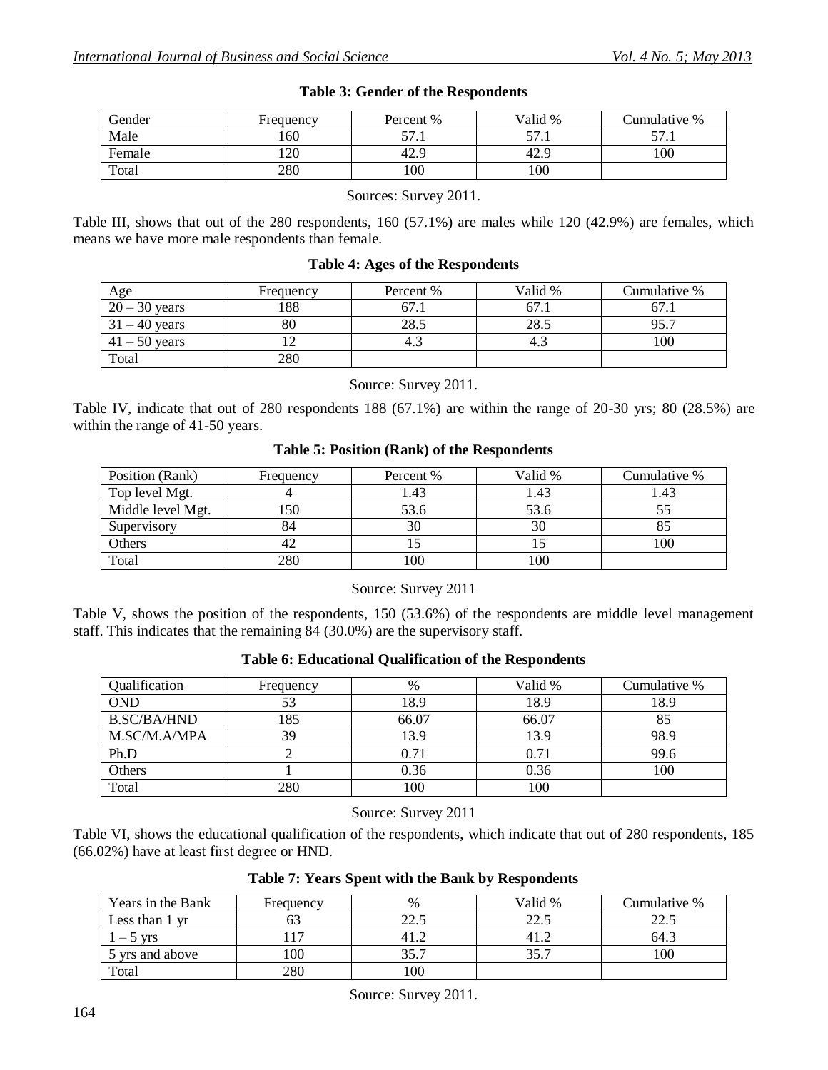**Table 3: Gender of the Respondents**

| Gender | Frequency | Percent % | Valid % | Cumulative % |
|---|---|---|---|---|
| Male | 160 | 57.1 | 57.1 | 57.1 |
| Female | 120 | 42.9 | 42.9 | 100 |
| Total | 280 | 100 | 100 | |

Sources: Survey 2011.

Table III, shows that out of the 280 respondents, 160 (57.1%) are males while 120 (42.9%) are females, which means we have more male respondents than female.

**Table 4: Ages of the Respondents**

| Age | Frequency | Percent % | Valid % | Cumulative % |
|---|---|---|---|---|
| 20 – 30 years | 188 | 67.1 | 67.1 | 67.1 |
| 31 – 40 years | 80 | 28.5 | 28.5 | 95.7 |
| 41 – 50 years | 12 | 4.3 | 4.3 | 100 |
| Total | 280 | | | |

Source: Survey 2011.

Table IV, indicate that out of 280 respondents 188 (67.1%) are within the range of 20-30 yrs; 80 (28.5%) are within the range of 41-50 years.

**Table 5: Position (Rank) of the Respondents**

| Position (Rank) | Frequency | Percent % | Valid % | Cumulative % |
|---|---|---|---|---|
| Top level Mgt. | 4 | 1.43 | 1.43 | 1.43 |
| Middle level Mgt. | 150 | 53.6 | 53.6 | 55 |
| Supervisory | 84 | 30 | 30 | 85 |
| Others | 42 | 15 | 15 | 100 |
| Total | 280 | 100 | 100 | |

Source: Survey 2011

Table V, shows the position of the respondents, 150 (53.6%) of the respondents are middle level management staff. This indicates that the remaining 84 (30.0%) are the supervisory staff.

**Table 6: Educational Qualification of the Respondents**

| Qualification | Frequency | % | Valid % | Cumulative % |
|---|---|---|---|---|
| OND | 53 | 18.9 | 18.9 | 18.9 |
| B.SC/BA/HND | 185 | 66.07 | 66.07 | 85 |
| M.SC/M.A/MPA | 39 | 13.9 | 13.9 | 98.9 |
| Ph.D | 2 | 0.71 | 0.71 | 99.6 |
| Others | 1 | 0.36 | 0.36 | 100 |
| Total | 280 | 100 | 100 | |

Source: Survey 2011

Table VI, shows the educational qualification of the respondents, which indicate that out of 280 respondents, 185 (66.02%) have at least first degree or HND.

**Table 7: Years Spent with the Bank by Respondents**

| Years in the Bank | Frequency | % | Valid % | Cumulative % |
|---|---|---|---|---|
| Less than 1 yr | 63 | 22.5 | 22.5 | 22.5 |
| 1 – 5 yrs | 117 | 41.2 | 41.2 | 64.3 |
| 5 yrs and above | 100 | 35.7 | 35.7 | 100 |
| Total | 280 | 100 | | |

Source: Survey 2011.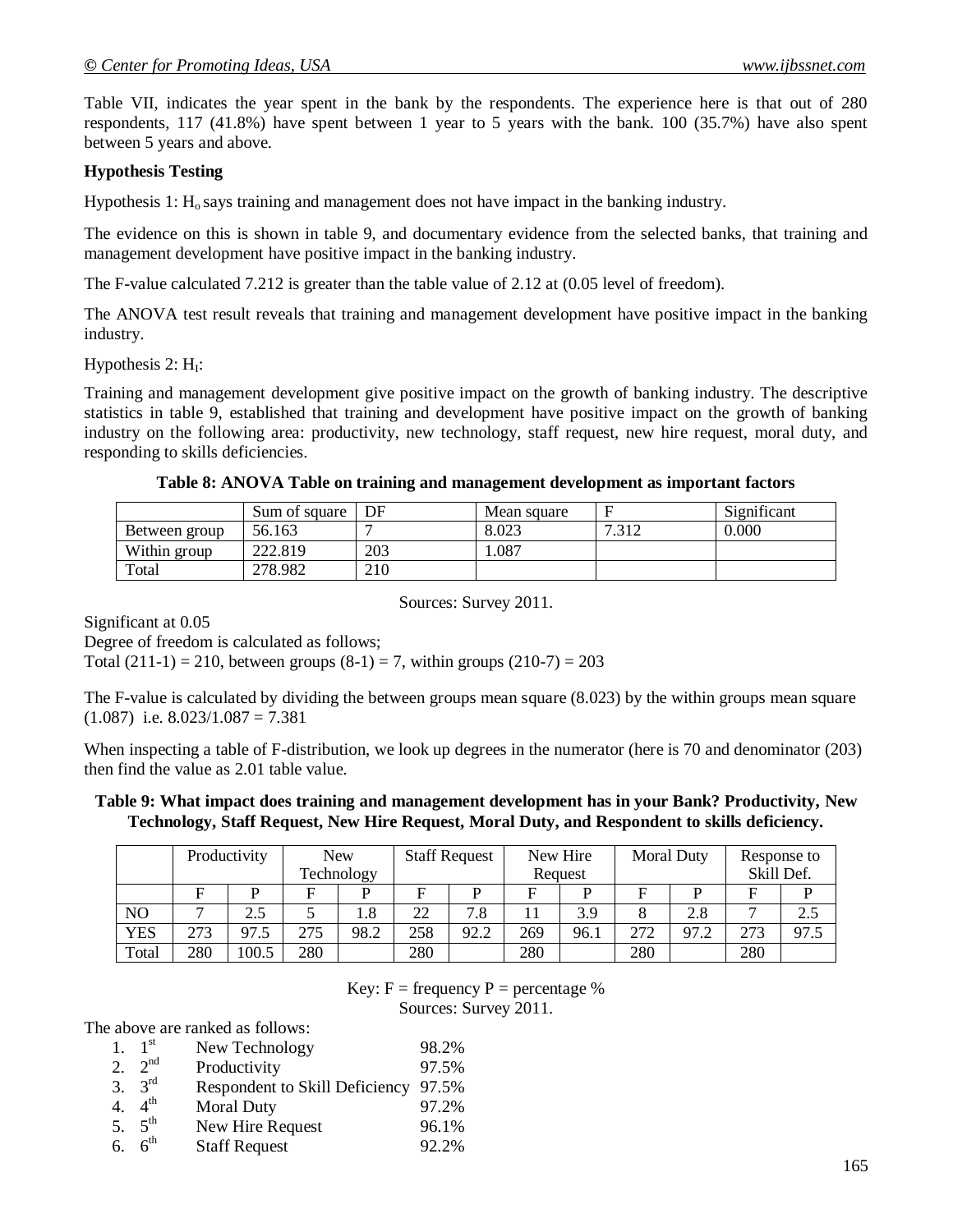Table VII, indicates the year spent in the bank by the respondents. The experience here is that out of 280 respondents, 117 (41.8%) have spent between 1 year to 5 years with the bank. 100 (35.7%) have also spent between 5 years and above.

**Hypothesis Testing**

Hypothesis 1: $H_o$ says training and management does not have impact in the banking industry.

The evidence on this is shown in table 9, and documentary evidence from the selected banks, that training and management development have positive impact in the banking industry.

The F-value calculated 7.212 is greater than the table value of 2.12 at (0.05 level of freedom).

The ANOVA test result reveals that training and management development have positive impact in the banking industry.

Hypothesis 2: $H_I$:

Training and management development give positive impact on the growth of banking industry. The descriptive statistics in table 9, established that training and development have positive impact on the growth of banking industry on the following area: productivity, new technology, staff request, new hire request, moral duty, and responding to skills deficiencies.

**Table 8: ANOVA Table on training and management development as important factors**

| | Sum of square | DF | Mean square | F | Significant |
|---|---|---|---|---|---|
| Between group | 56.163 | 7 | 8.023 | 7.312 | 0.000 |
| Within group | 222.819 | 203 | 1.087 | | |
| Total | 278.982 | 210 | | | |

Sources: Survey 2011.

Significant at 0.05

Degree of freedom is calculated as follows;

Total (211-1) = 210, between groups (8-1) = 7, within groups (210-7) = 203

The F-value is calculated by dividing the between groups mean square (8.023) by the within groups mean square (1.087) i.e. 8.023/1.087 = 7.381

When inspecting a table of F-distribution, we look up degrees in the numerator (here is 70 and denominator (203) then find the value as 2.01 table value.

**Table 9: What impact does training and management development has in your Bank? Productivity, New Technology, Staff Request, New Hire Request, Moral Duty, and Respondent to skills deficiency.**

| | Productivity | | New Technology | | Staff Request | | New Hire Request | | Moral Duty | | Response to Skill Def. | |
|---|---|---|---|---|---|---|---|---|---|---|---|---|
| | F | P | F | P | F | P | F | P | F | P | F | P |
| NO | 7 | 2.5 | 5 | 1.8 | 22 | 7.8 | 11 | 3.9 | 8 | 2.8 | 7 | 2.5 |
| YES | 273 | 97.5 | 275 | 98.2 | 258 | 92.2 | 269 | 96.1 | 272 | 97.2 | 273 | 97.5 |
| Total | 280 | 100.5 | 280 | | 280 | | 280 | | 280 | | 280 | |

Key: F = frequency P = percentage %

Sources: Survey 2011.

The above are ranked as follows:

1. 1st New Technology 98.2%
2. 2nd Productivity 97.5%
3. 3rd Respondent to Skill Deficiency 97.5%
4. 4th Moral Duty 97.2%
5. 5th New Hire Request 96.1%
6. 6th Staff Request 92.2%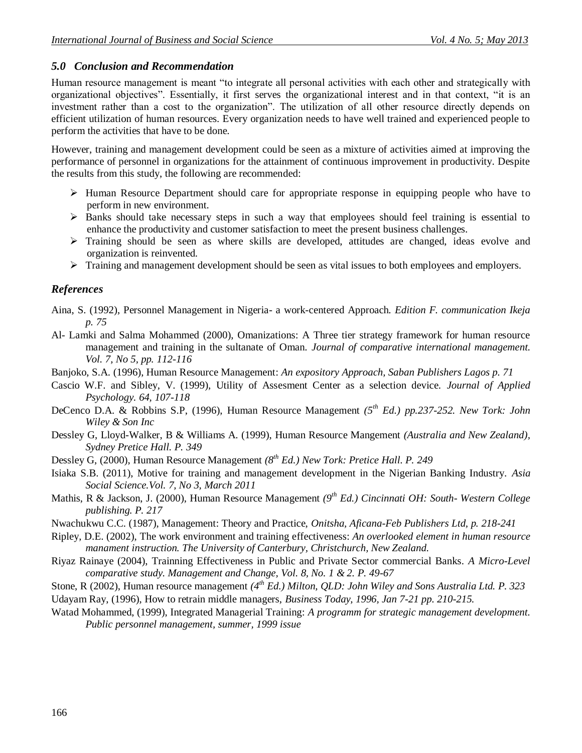### *5.0 Conclusion and Recommendation*

Human resource management is meant "to integrate all personal activities with each other and strategically with organizational objectives". Essentially, it first serves the organizational interest and in that context, "it is an investment rather than a cost to the organization". The utilization of all other resource directly depends on efficient utilization of human resources. Every organization needs to have well trained and experienced people to perform the activities that have to be done.

However, training and management development could be seen as a mixture of activities aimed at improving the performance of personnel in organizations for the attainment of continuous improvement in productivity. Despite the results from this study, the following are recommended:

- Human Resource Department should care for appropriate response in equipping people who have to perform in new environment.
- Banks should take necessary steps in such a way that employees should feel training is essential to enhance the productivity and customer satisfaction to meet the present business challenges.
- Training should be seen as where skills are developed, attitudes are changed, ideas evolve and organization is reinvented.
- Training and management development should be seen as vital issues to both employees and employers.

## *References*

Aina, S. (1992), Personnel Management in Nigeria- a work-centered Approach. *Edition F. communication Ikeja p. 75*

Al- Lamki and Salma Mohammed (2000), Omanizations: A Three tier strategy framework for human resource management and training in the sultanate of Oman. *Journal of comparative international management. Vol. 7, No 5, pp. 112-116*

Banjoko, S.A. (1996), Human Resource Management: *An expository Approach, Saban Publishers Lagos p. 71*

Cascio W.F. and Sibley, V. (1999), Utility of Assesment Center as a selection device. *Journal of Applied Psychology. 64, 107-118*

DeCenco D.A. & Robbins S.P, (1996), Human Resource Management *(5th Ed.) pp.237-252. New Tork: John Wiley & Son Inc*

Dessley G, Lloyd-Walker, B & Williams A. (1999), Human Resource Mangement *(Australia and New Zealand), Sydney Pretice Hall. P. 349*

Dessley G, (2000), Human Resource Management *(8th Ed.) New Tork: Pretice Hall. P. 249*

Isiaka S.B. (2011), Motive for training and management development in the Nigerian Banking Industry. *Asia Social Science.Vol. 7, No 3, March 2011*

Mathis, R & Jackson, J. (2000), Human Resource Management *(9th Ed.) Cincinnati OH: South- Western College publishing. P. 217*

Nwachukwu C.C. (1987), Management: Theory and Practice, *Onitsha, Aficana-Feb Publishers Ltd, p. 218-241*

Ripley, D.E. (2002), The work environment and training effectiveness: *An overlooked element in human resource manament instruction. The University of Canterbury, Christchurch, New Zealand.*

Riyaz Rainaye (2004), Trainning Effectiveness in Public and Private Sector commercial Banks. *A Micro-Level comparative study. Management and Change, Vol. 8, No. 1 & 2. P. 49-67*

Stone, R (2002), Human resource management *(4th Ed.) Milton, QLD: John Wiley and Sons Australia Ltd. P. 323*

Udayam Ray, (1996), How to retrain middle managers, *Business Today, 1996, Jan 7-21 pp. 210-215.*

Watad Mohammed, (1999), Integrated Managerial Training: *A programm for strategic management development. Public personnel management, summer, 1999 issue*